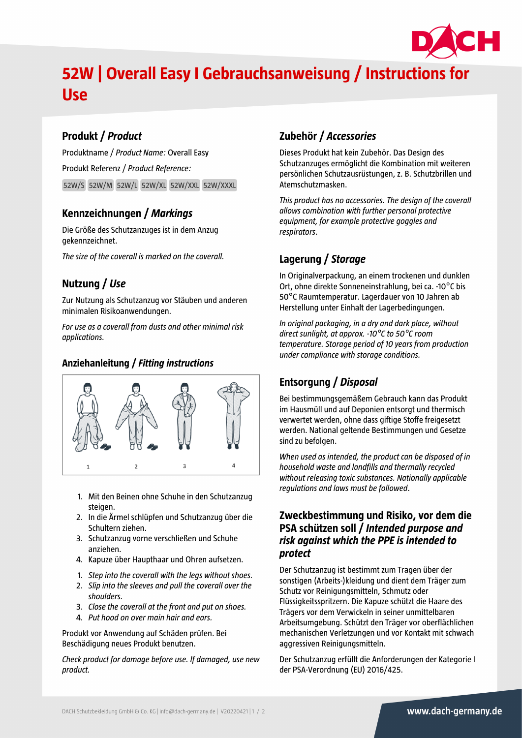# 52W | Overall Easy I Gebrauchsanweisung / Instructions for Use

## Produkt / *Product*

Produktname / *Product Name:* Overall Easy

Produkt Referenz / *Product Reference:*

52W/S 52W/M 52W/L 52W/XL 52W/XXL 52W/XXXL

## Kennzeichnungen / *Markings*

Die Größe des Schutzanzuges ist in dem Anzug gekennzeichnet.

*The size of the coverall is marked on the coverall.*

## Nutzung / *Use*

Zur Nutzung als Schutzanzug vor Stäuben und anderen minimalen Risikoanwendungen.

*For use as a coverall from dusts and other minimal risk applications.*

## Anziehanleitung / *Fitting instructions*

1 2 3 4

1. Mit den Beinen ohne Schuhe in den Schutzanzug steigen.
2. In die Ärmel schlüpfen und Schutzanzug über die Schultern ziehen.
3. Schutzanzug vorne verschließen und Schuhe anziehen.
4. Kapuze über Haupthaar und Ohren aufsetzen.

1. *Step into the coverall with the legs without shoes.*
2. *Slip into the sleeves and pull the coverall over the shoulders.*
3. *Close the coverall at the front and put on shoes.*
4. *Put hood on over main hair and ears.*

Produkt vor Anwendung auf Schäden prüfen. Bei Beschädigung neues Produkt benutzen.

*Check product for damage before use. If damaged, use new product.*

## Zubehör / *Accessories*

Dieses Produkt hat kein Zubehör. Das Design des Schutzanzuges ermöglicht die Kombination mit weiteren persönlichen Schutzausrüstungen, z. B. Schutzbrillen und Atemschutzmasken.

*This product has no accessories. The design of the coverall allows combination with further personal protective equipment, for example protective goggles and respirators.*

## Lagerung / *Storage*

In Originalverpackung, an einem trockenen und dunklen Ort, ohne direkte Sonneneinstrahlung, bei ca. -10°C bis 50°C Raumtemperatur. Lagerdauer von 10 Jahren ab Herstellung unter Einhalt der Lagerbedingungen.

*In original packaging, in a dry and dark place, without direct sunlight, at approx. -10°C to 50°C room temperature. Storage period of 10 years from production under compliance with storage conditions.*

## Entsorgung / *Disposal*

Bei bestimmungsgemäßem Gebrauch kann das Produkt im Hausmüll und auf Deponien entsorgt und thermisch verwertet werden, ohne dass giftige Stoffe freigesetzt werden. National geltende Bestimmungen und Gesetze sind zu befolgen.

*When used as intended, the product can be disposed of in household waste and landfills and thermally recycled without releasing toxic substances. Nationally applicable regulations and laws must be followed.*

## Zweckbestimmung und Risiko, vor dem die PSA schützen soll / *Intended purpose and risk against which the PPE is intended to protect*

Der Schutzanzug ist bestimmt zum Tragen über der sonstigen (Arbeits-)kleidung und dient dem Träger zum Schutz vor Reinigungsmitteln, Schmutz oder Flüssigkeitsspritzern. Die Kapuze schützt die Haare des Trägers vor dem Verwickeln in seiner unmittelbaren Arbeitsumgebung. Schützt den Träger vor oberflächlichen mechanischen Verletzungen und vor Kontakt mit schwach aggressiven Reinigungsmitteln.

Der Schutzanzug erfüllt die Anforderungen der Kategorie I der PSA-Verordnung (EU) 2016/425.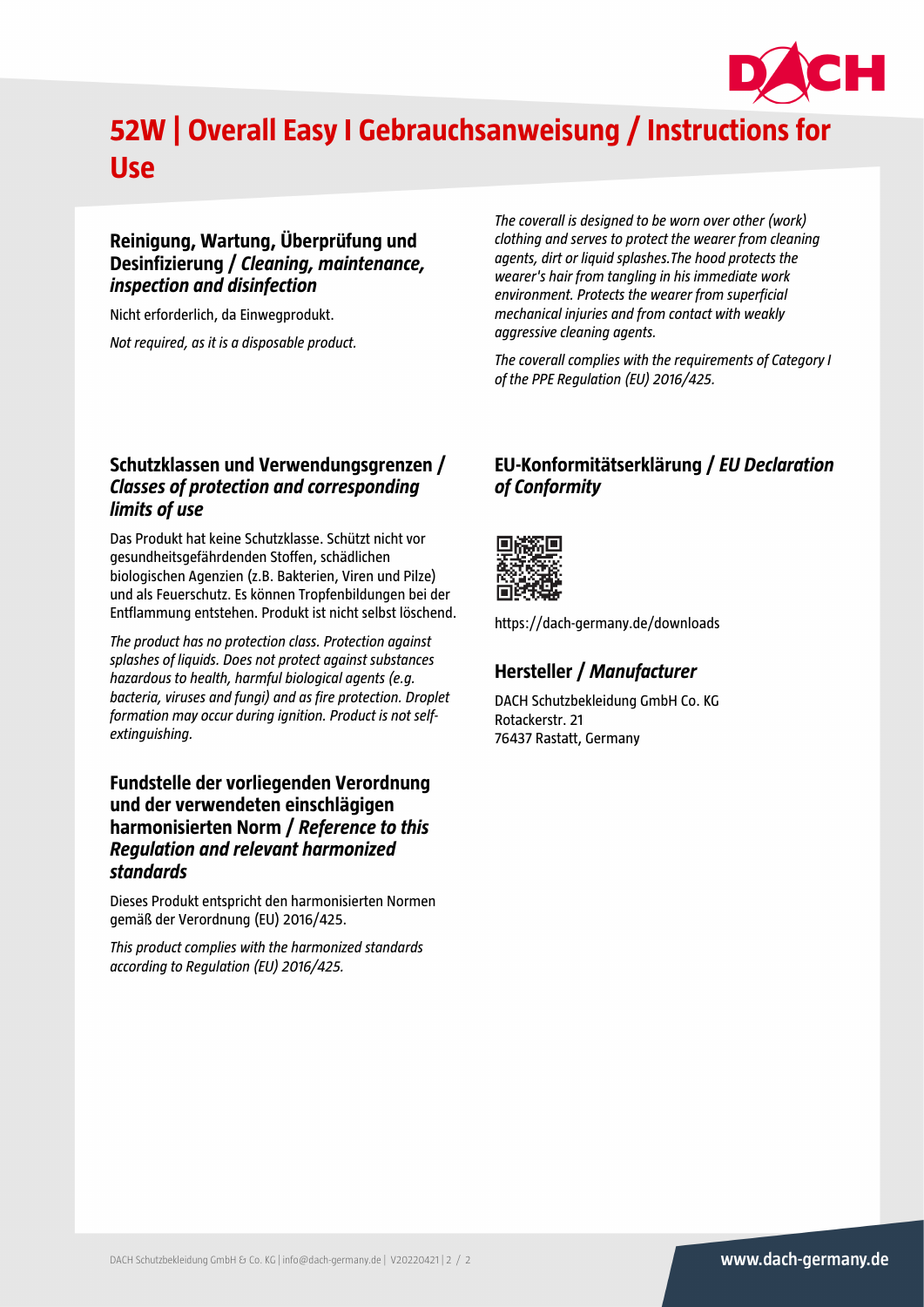# 52W | Overall Easy I Gebrauchsanweisung / Instructions for Use

## Reinigung, Wartung, Überprüfung und Desinfizierung / *Cleaning, maintenance, inspection and disinfection*

Nicht erforderlich, da Einwegprodukt.

*Not required, as it is a disposable product.*

*The coverall is designed to be worn over other (work) clothing and serves to protect the wearer from cleaning agents, dirt or liquid splashes.The hood protects the wearer's hair from tangling in his immediate work environment. Protects the wearer from superficial mechanical injuries and from contact with weakly aggressive cleaning agents.*

*The coverall complies with the requirements of Category I of the PPE Regulation (EU) 2016/425.*

## Schutzklassen und Verwendungsgrenzen / *Classes of protection and corresponding limits of use*

Das Produkt hat keine Schutzklasse. Schützt nicht vor gesundheitsgefährdenden Stoffen, schädlichen biologischen Agenzien (z.B. Bakterien, Viren und Pilze) und als Feuerschutz. Es können Tropfenbildungen bei der Entflammung entstehen. Produkt ist nicht selbst löschend.

*The product has no protection class. Protection against splashes of liquids. Does not protect against substances hazardous to health, harmful biological agents (e.g. bacteria, viruses and fungi) and as fire protection. Droplet formation may occur during ignition. Product is not self-extinguishing.*

## Fundstelle der vorliegenden Verordnung und der verwendeten einschlägigen harmonisierten Norm / *Reference to this Regulation and relevant harmonized standards*

Dieses Produkt entspricht den harmonisierten Normen gemäß der Verordnung (EU) 2016/425.

*This product complies with the harmonized standards according to Regulation (EU) 2016/425.*

## EU-Konformitätserklärung / *EU Declaration of Conformity*

https://dach-germany.de/downloads

## Hersteller / *Manufacturer*

DACH Schutzbekleidung GmbH Co. KG
Rotackerstr. 21
76437 Rastatt, Germany